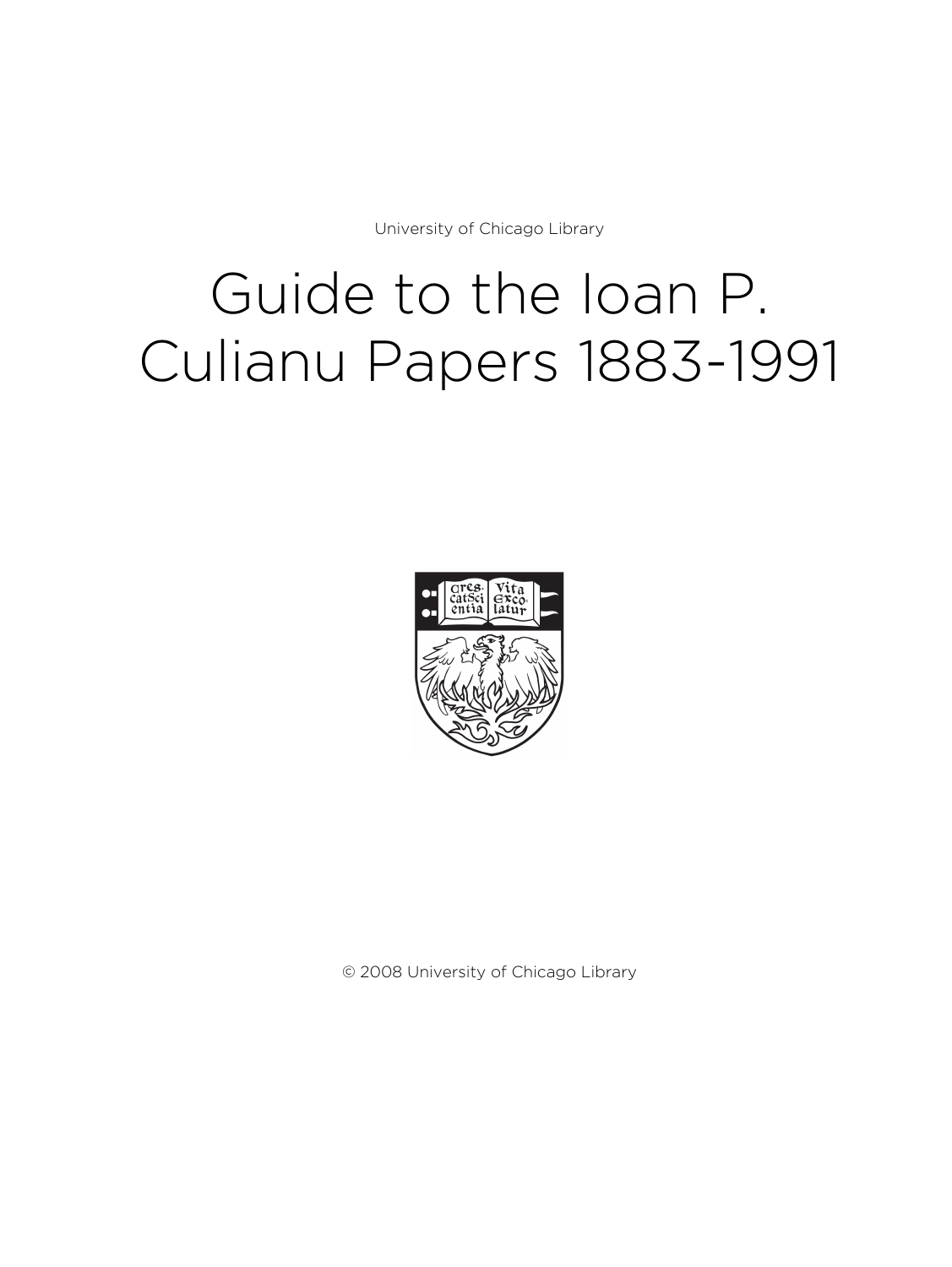University of Chicago Library

# Guide to the Ioan P. Culianu Papers 1883-1991

© 2008 University of Chicago Library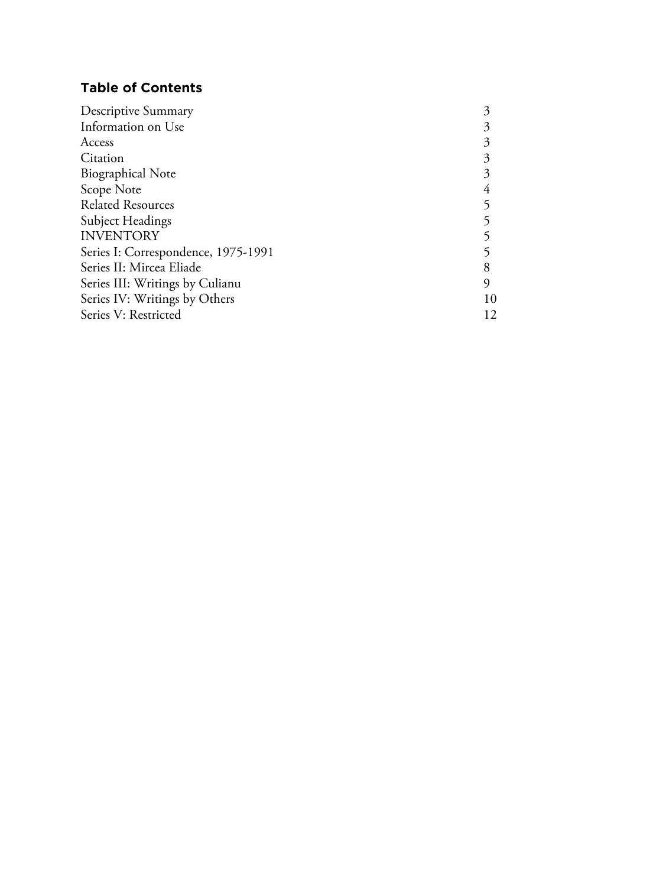## Table of Contents

| | |
|---|---|
| Descriptive Summary | 3 |
| Information on Use | 3 |
| Access | 3 |
| Citation | 3 |
| Biographical Note | 3 |
| Scope Note | 4 |
| Related Resources | 5 |
| Subject Headings | 5 |
| INVENTORY | 5 |
| Series I: Correspondence, 1975-1991 | 5 |
| Series II: Mircea Eliade | 8 |
| Series III: Writings by Culianu | 9 |
| Series IV: Writings by Others | 10 |
| Series V: Restricted | 12 |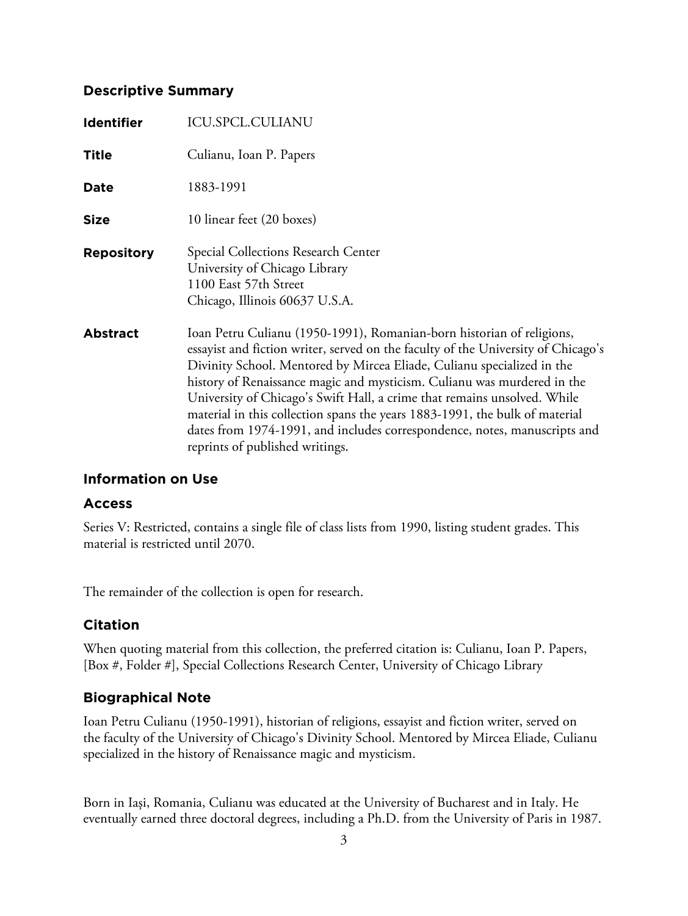## Descriptive Summary

| | |
|---|---|
| **Identifier** | ICU.SPCL.CULIANU |
| **Title** | Culianu, Ioan P. Papers |
| **Date** | 1883-1991 |
| **Size** | 10 linear feet (20 boxes) |
| **Repository** | Special Collections Research Center<br>University of Chicago Library<br>1100 East 57th Street<br>Chicago, Illinois 60637 U.S.A. |
| **Abstract** | Ioan Petru Culianu (1950-1991), Romanian-born historian of religions, essayist and fiction writer, served on the faculty of the University of Chicago's Divinity School. Mentored by Mircea Eliade, Culianu specialized in the history of Renaissance magic and mysticism. Culianu was murdered in the University of Chicago's Swift Hall, a crime that remains unsolved. While material in this collection spans the years 1883-1991, the bulk of material dates from 1974-1991, and includes correspondence, notes, manuscripts and reprints of published writings. |

## Information on Use

### Access

Series V: Restricted, contains a single file of class lists from 1990, listing student grades. This material is restricted until 2070.

The remainder of the collection is open for research.

### Citation

When quoting material from this collection, the preferred citation is: Culianu, Ioan P. Papers, [Box #, Folder #], Special Collections Research Center, University of Chicago Library

## Biographical Note

Ioan Petru Culianu (1950-1991), historian of religions, essayist and fiction writer, served on the faculty of the University of Chicago's Divinity School. Mentored by Mircea Eliade, Culianu specialized in the history of Renaissance magic and mysticism.

Born in Iaşi, Romania, Culianu was educated at the University of Bucharest and in Italy. He eventually earned three doctoral degrees, including a Ph.D. from the University of Paris in 1987.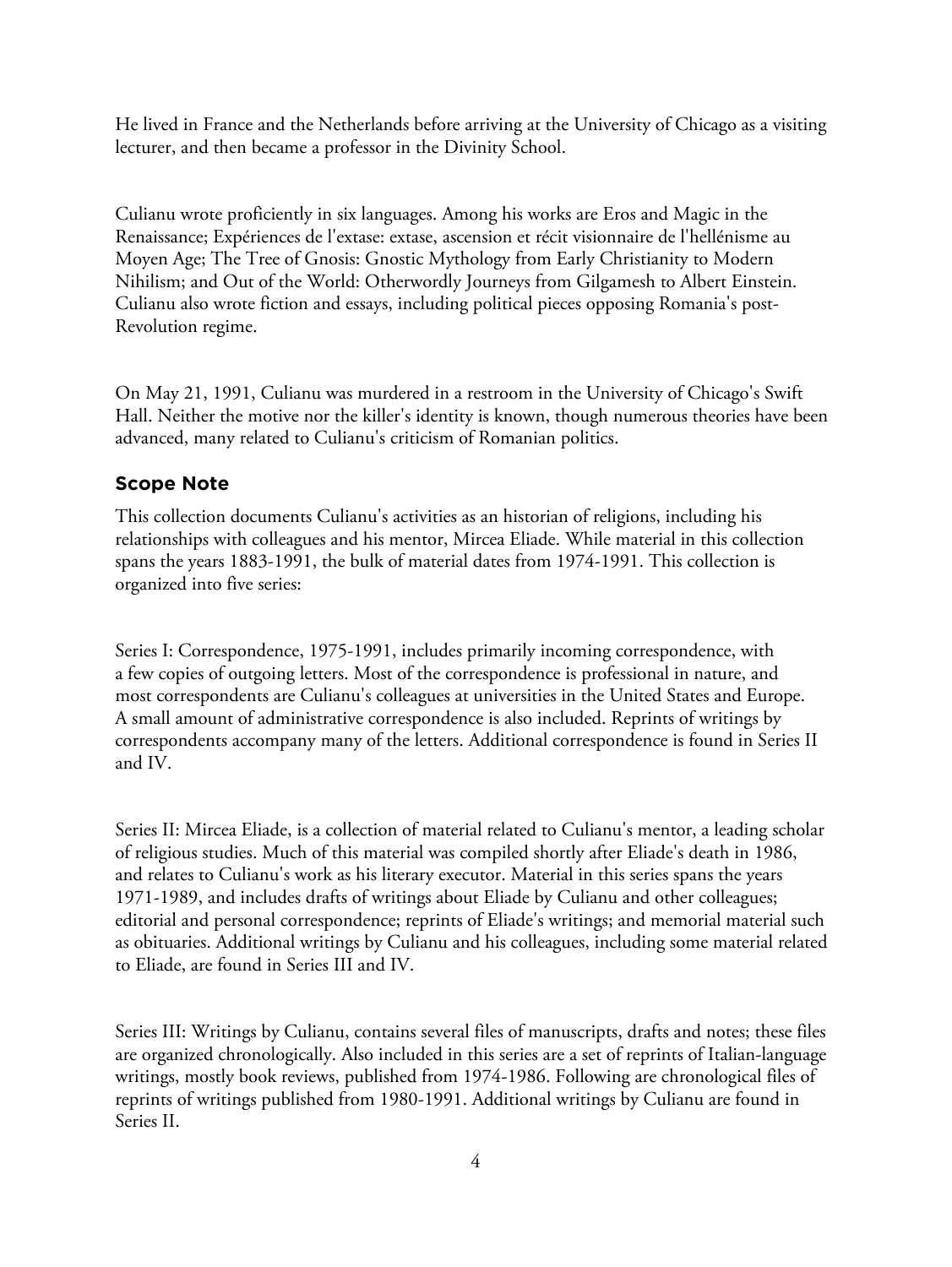He lived in France and the Netherlands before arriving at the University of Chicago as a visiting lecturer, and then became a professor in the Divinity School.

Culianu wrote proficiently in six languages. Among his works are Eros and Magic in the Renaissance; Expériences de l'extase: extase, ascension et récit visionnaire de l'hellénisme au Moyen Age; The Tree of Gnosis: Gnostic Mythology from Early Christianity to Modern Nihilism; and Out of the World: Otherwordly Journeys from Gilgamesh to Albert Einstein. Culianu also wrote fiction and essays, including political pieces opposing Romania's post-Revolution regime.

On May 21, 1991, Culianu was murdered in a restroom in the University of Chicago's Swift Hall. Neither the motive nor the killer's identity is known, though numerous theories have been advanced, many related to Culianu's criticism of Romanian politics.

## Scope Note

This collection documents Culianu's activities as an historian of religions, including his relationships with colleagues and his mentor, Mircea Eliade. While material in this collection spans the years 1883-1991, the bulk of material dates from 1974-1991. This collection is organized into five series:

Series I: Correspondence, 1975-1991, includes primarily incoming correspondence, with a few copies of outgoing letters. Most of the correspondence is professional in nature, and most correspondents are Culianu's colleagues at universities in the United States and Europe. A small amount of administrative correspondence is also included. Reprints of writings by correspondents accompany many of the letters. Additional correspondence is found in Series II and IV.

Series II: Mircea Eliade, is a collection of material related to Culianu's mentor, a leading scholar of religious studies. Much of this material was compiled shortly after Eliade's death in 1986, and relates to Culianu's work as his literary executor. Material in this series spans the years 1971-1989, and includes drafts of writings about Eliade by Culianu and other colleagues; editorial and personal correspondence; reprints of Eliade's writings; and memorial material such as obituaries. Additional writings by Culianu and his colleagues, including some material related to Eliade, are found in Series III and IV.

Series III: Writings by Culianu, contains several files of manuscripts, drafts and notes; these files are organized chronologically. Also included in this series are a set of reprints of Italian-language writings, mostly book reviews, published from 1974-1986. Following are chronological files of reprints of writings published from 1980-1991. Additional writings by Culianu are found in Series II.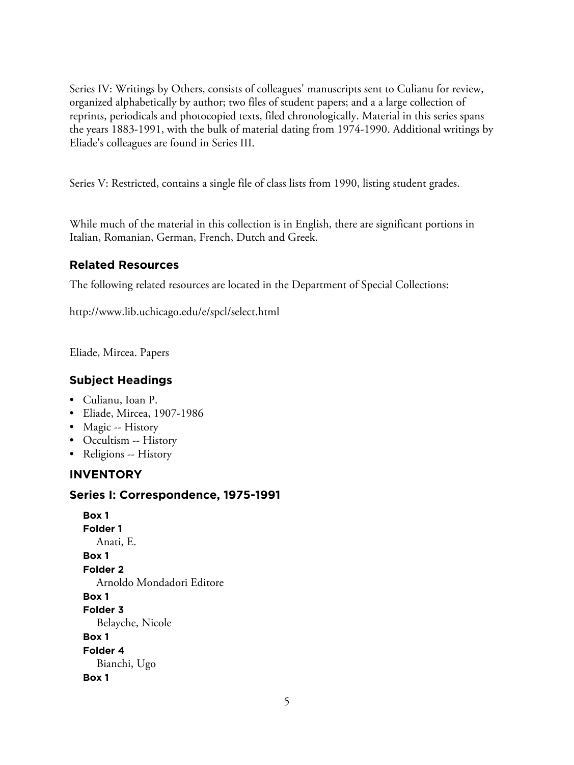Series IV: Writings by Others, consists of colleagues' manuscripts sent to Culianu for review, organized alphabetically by author; two files of student papers; and a a large collection of reprints, periodicals and photocopied texts, filed chronologically. Material in this series spans the years 1883-1991, with the bulk of material dating from 1974-1990. Additional writings by Eliade's colleagues are found in Series III.

Series V: Restricted, contains a single file of class lists from 1990, listing student grades.

While much of the material in this collection is in English, there are significant portions in Italian, Romanian, German, French, Dutch and Greek.

## Related Resources

The following related resources are located in the Department of Special Collections:

http://www.lib.uchicago.edu/e/spcl/select.html

Eliade, Mircea. Papers

## Subject Headings

- Culianu, Ioan P.
- Eliade, Mircea, 1907-1986
- Magic -- History
- Occultism -- History
- Religions -- History

## INVENTORY

## Series I: Correspondence, 1975-1991

**Box 1**
**Folder 1**
Anati, E.

**Box 1**
**Folder 2**
Arnoldo Mondadori Editore

**Box 1**
**Folder 3**
Belayche, Nicole

**Box 1**
**Folder 4**
Bianchi, Ugo

**Box 1**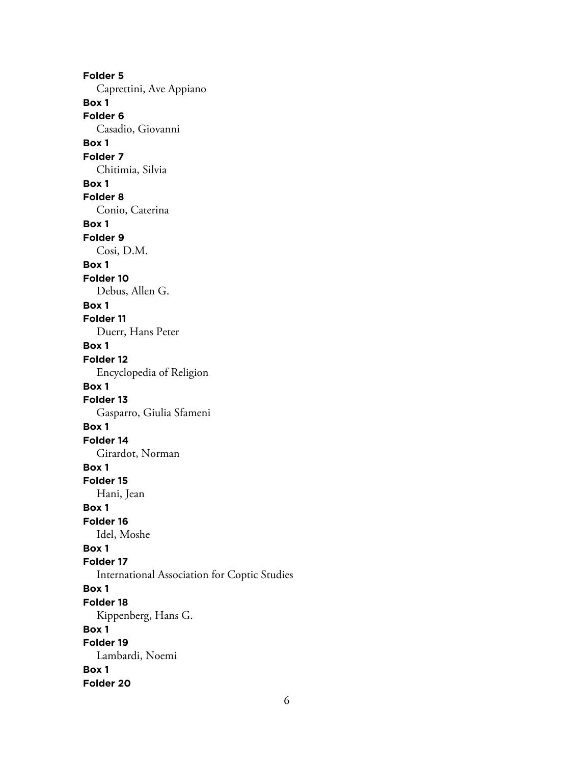**Folder 5**

Caprettini, Ave Appiano

**Box 1**

**Folder 6**

Casadio, Giovanni

**Box 1**

**Folder 7**

Chitimia, Silvia

**Box 1**

**Folder 8**

Conio, Caterina

**Box 1**

**Folder 9**

Cosi, D.M.

**Box 1**

**Folder 10**

Debus, Allen G.

**Box 1**

**Folder 11**

Duerr, Hans Peter

**Box 1**

**Folder 12**

Encyclopedia of Religion

**Box 1**

**Folder 13**

Gasparro, Giulia Sfameni

**Box 1**

**Folder 14**

Girardot, Norman

**Box 1**

**Folder 15**

Hani, Jean

**Box 1**

**Folder 16**

Idel, Moshe

**Box 1**

**Folder 17**

International Association for Coptic Studies

**Box 1**

**Folder 18**

Kippenberg, Hans G.

**Box 1**

**Folder 19**

Lambardi, Noemi

**Box 1**

**Folder 20**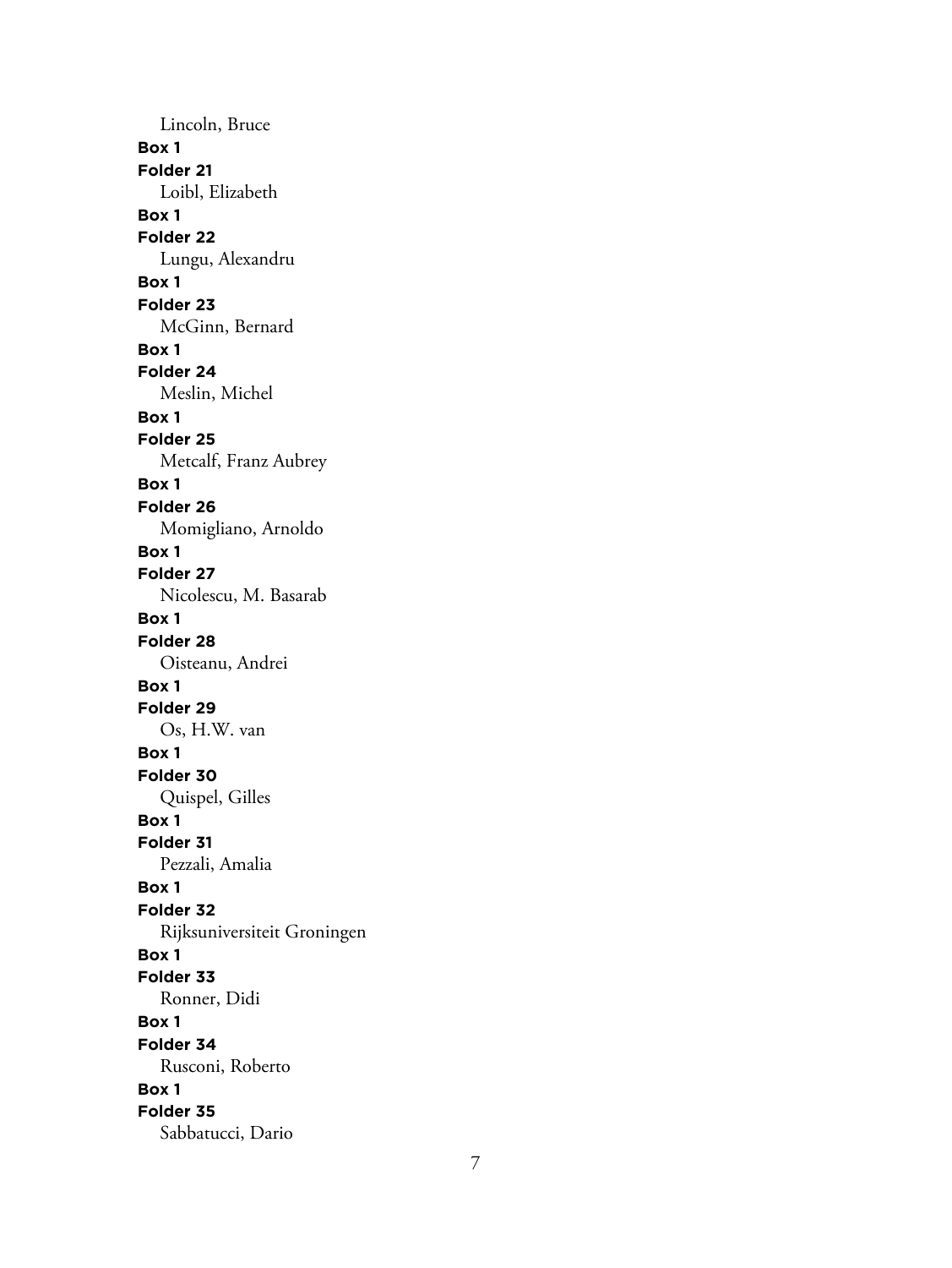Lincoln, Bruce

**Box 1**

**Folder 21**

Loibl, Elizabeth

**Box 1**

**Folder 22**

Lungu, Alexandru

**Box 1**

**Folder 23**

McGinn, Bernard

**Box 1**

**Folder 24**

Meslin, Michel

**Box 1**

**Folder 25**

Metcalf, Franz Aubrey

**Box 1**

**Folder 26**

Momigliano, Arnoldo

**Box 1**

**Folder 27**

Nicolescu, M. Basarab

**Box 1**

**Folder 28**

Oisteanu, Andrei

**Box 1**

**Folder 29**

Os, H.W. van

**Box 1**

**Folder 30**

Quispel, Gilles

**Box 1**

**Folder 31**

Pezzali, Amalia

**Box 1**

**Folder 32**

Rijksuniversiteit Groningen

**Box 1**

**Folder 33**

Ronner, Didi

**Box 1**

**Folder 34**

Rusconi, Roberto

**Box 1**

**Folder 35**

Sabbatucci, Dario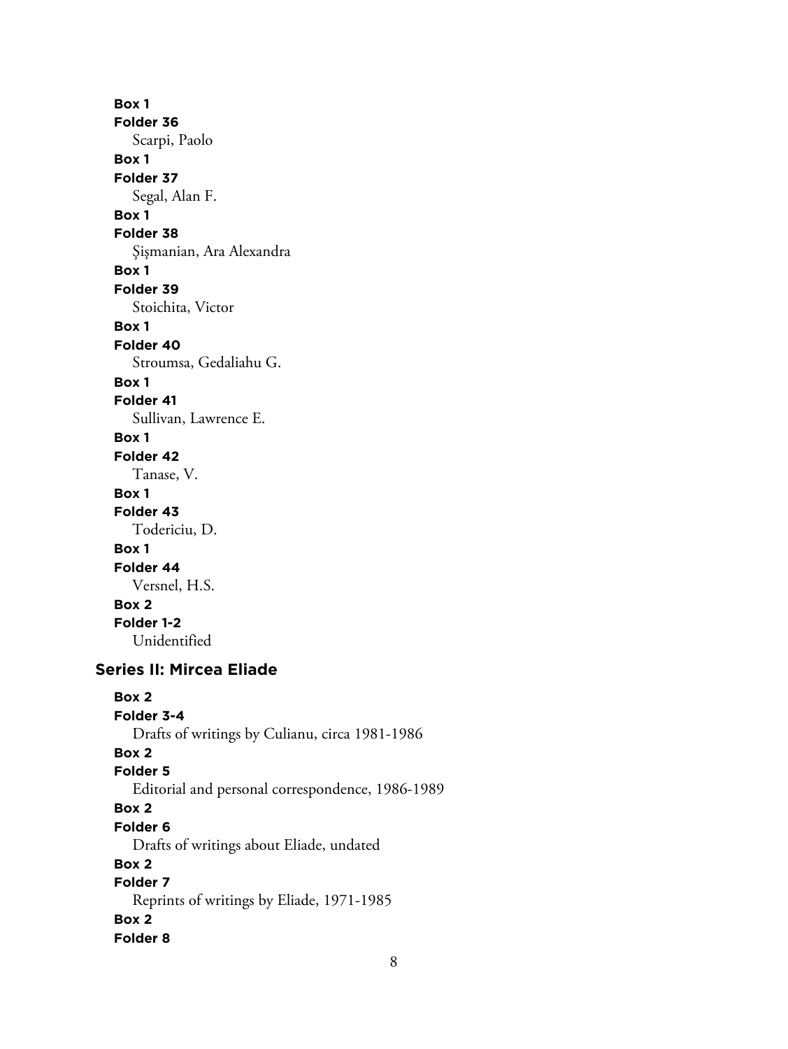**Box 1**
**Folder 36**
Scarpi, Paolo

**Box 1**
**Folder 37**
Segal, Alan F.

**Box 1**
**Folder 38**
Şişmanian, Ara Alexandra

**Box 1**
**Folder 39**
Stoichita, Victor

**Box 1**
**Folder 40**
Stroumsa, Gedaliahu G.

**Box 1**
**Folder 41**
Sullivan, Lawrence E.

**Box 1**
**Folder 42**
Tanase, V.

**Box 1**
**Folder 43**
Todericiu, D.

**Box 1**
**Folder 44**
Versnel, H.S.

**Box 2**
**Folder 1-2**
Unidentified

## Series II: Mircea Eliade

**Box 2**
**Folder 3-4**
Drafts of writings by Culianu, circa 1981-1986

**Box 2**
**Folder 5**
Editorial and personal correspondence, 1986-1989

**Box 2**
**Folder 6**
Drafts of writings about Eliade, undated

**Box 2**
**Folder 7**
Reprints of writings by Eliade, 1971-1985

**Box 2**
**Folder 8**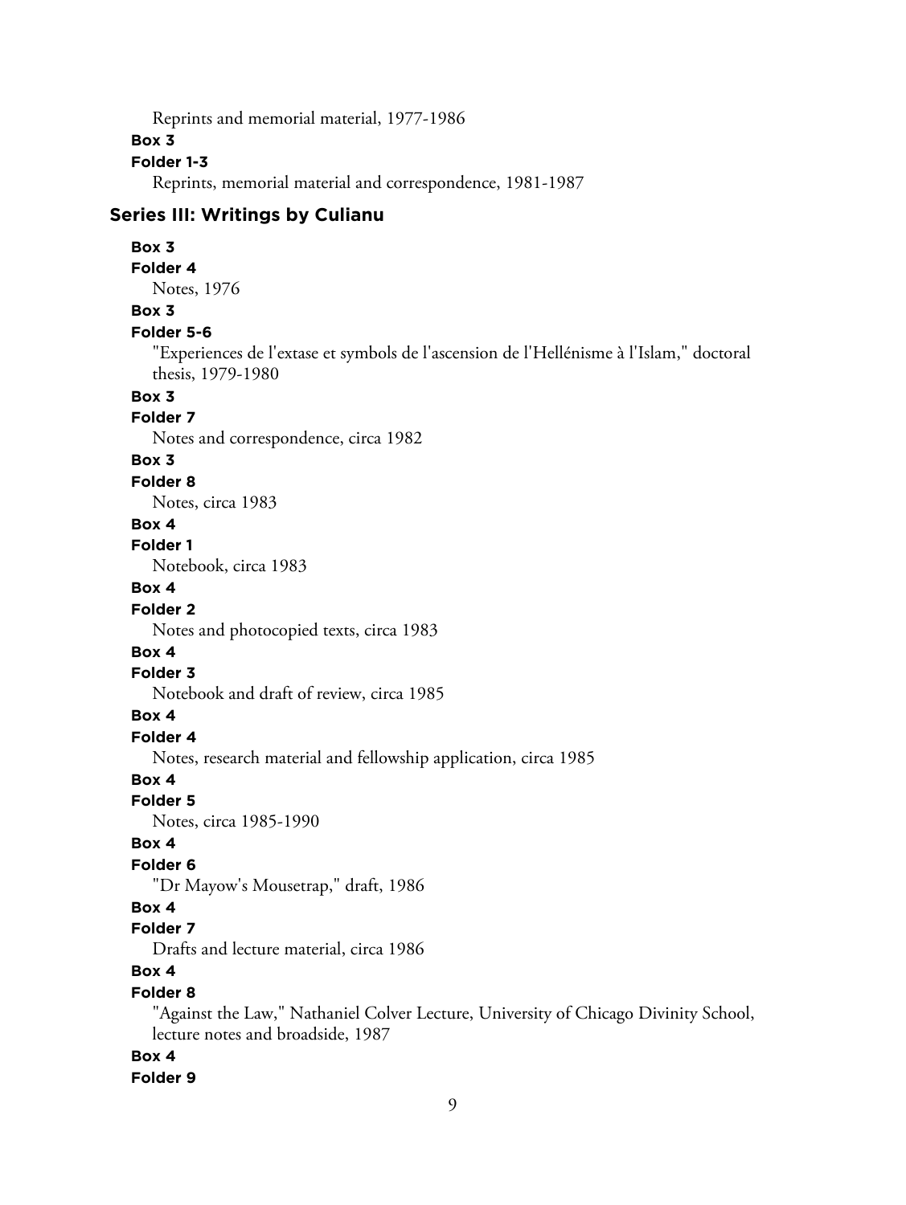Reprints and memorial material, 1977-1986

**Box 3**

**Folder 1-3**

Reprints, memorial material and correspondence, 1981-1987

## Series III: Writings by Culianu

**Box 3**

**Folder 4**

Notes, 1976

**Box 3**

**Folder 5-6**

"Experiences de l'extase et symbols de l'ascension de l'Hellénisme à l'Islam," doctoral thesis, 1979-1980

**Box 3**

**Folder 7**

Notes and correspondence, circa 1982

**Box 3**

**Folder 8**

Notes, circa 1983

**Box 4**

**Folder 1**

Notebook, circa 1983

**Box 4**

**Folder 2**

Notes and photocopied texts, circa 1983

**Box 4**

**Folder 3**

Notebook and draft of review, circa 1985

**Box 4**

**Folder 4**

Notes, research material and fellowship application, circa 1985

**Box 4**

**Folder 5**

Notes, circa 1985-1990

**Box 4**

**Folder 6**

"Dr Mayow's Mousetrap," draft, 1986

**Box 4**

**Folder 7**

Drafts and lecture material, circa 1986

**Box 4**

**Folder 8**

"Against the Law," Nathaniel Colver Lecture, University of Chicago Divinity School, lecture notes and broadside, 1987

**Box 4**

**Folder 9**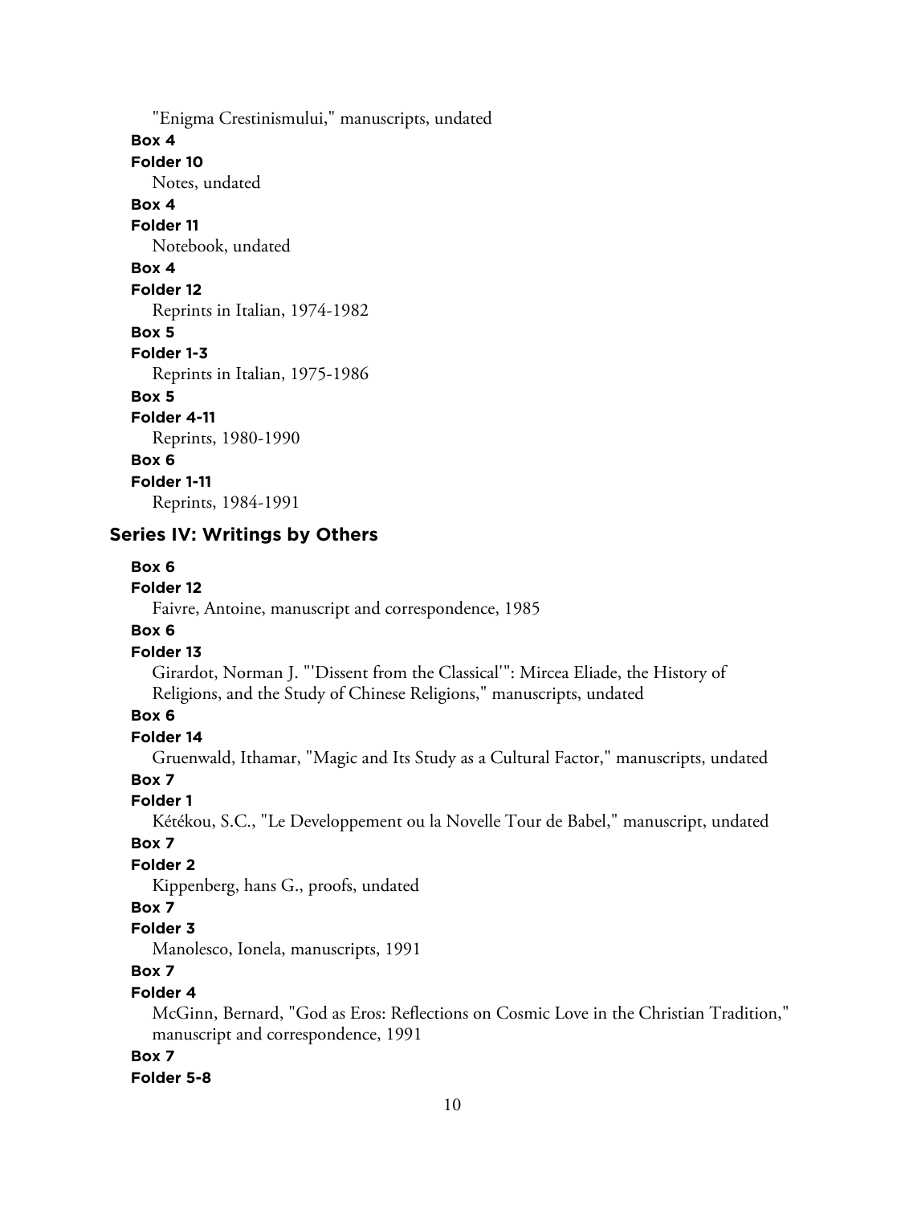"Enigma Crestinismului," manuscripts, undated

**Box 4**

**Folder 10**

Notes, undated

**Box 4**

**Folder 11**

Notebook, undated

**Box 4**

**Folder 12**

Reprints in Italian, 1974-1982

**Box 5**

**Folder 1-3**

Reprints in Italian, 1975-1986

**Box 5**

**Folder 4-11**

Reprints, 1980-1990

**Box 6**

**Folder 1-11**

Reprints, 1984-1991

## Series IV: Writings by Others

**Box 6**

**Folder 12**

Faivre, Antoine, manuscript and correspondence, 1985

**Box 6**

**Folder 13**

Girardot, Norman J. "'Dissent from the Classical'": Mircea Eliade, the History of Religions, and the Study of Chinese Religions," manuscripts, undated

**Box 6**

**Folder 14**

Gruenwald, Ithamar, "Magic and Its Study as a Cultural Factor," manuscripts, undated

**Box 7**

**Folder 1**

Kétékou, S.C., "Le Developpement ou la Novelle Tour de Babel," manuscript, undated

**Box 7**

**Folder 2**

Kippenberg, hans G., proofs, undated

**Box 7**

**Folder 3**

Manolesco, Ionela, manuscripts, 1991

**Box 7**

**Folder 4**

McGinn, Bernard, "God as Eros: Reflections on Cosmic Love in the Christian Tradition," manuscript and correspondence, 1991

**Box 7**

**Folder 5-8**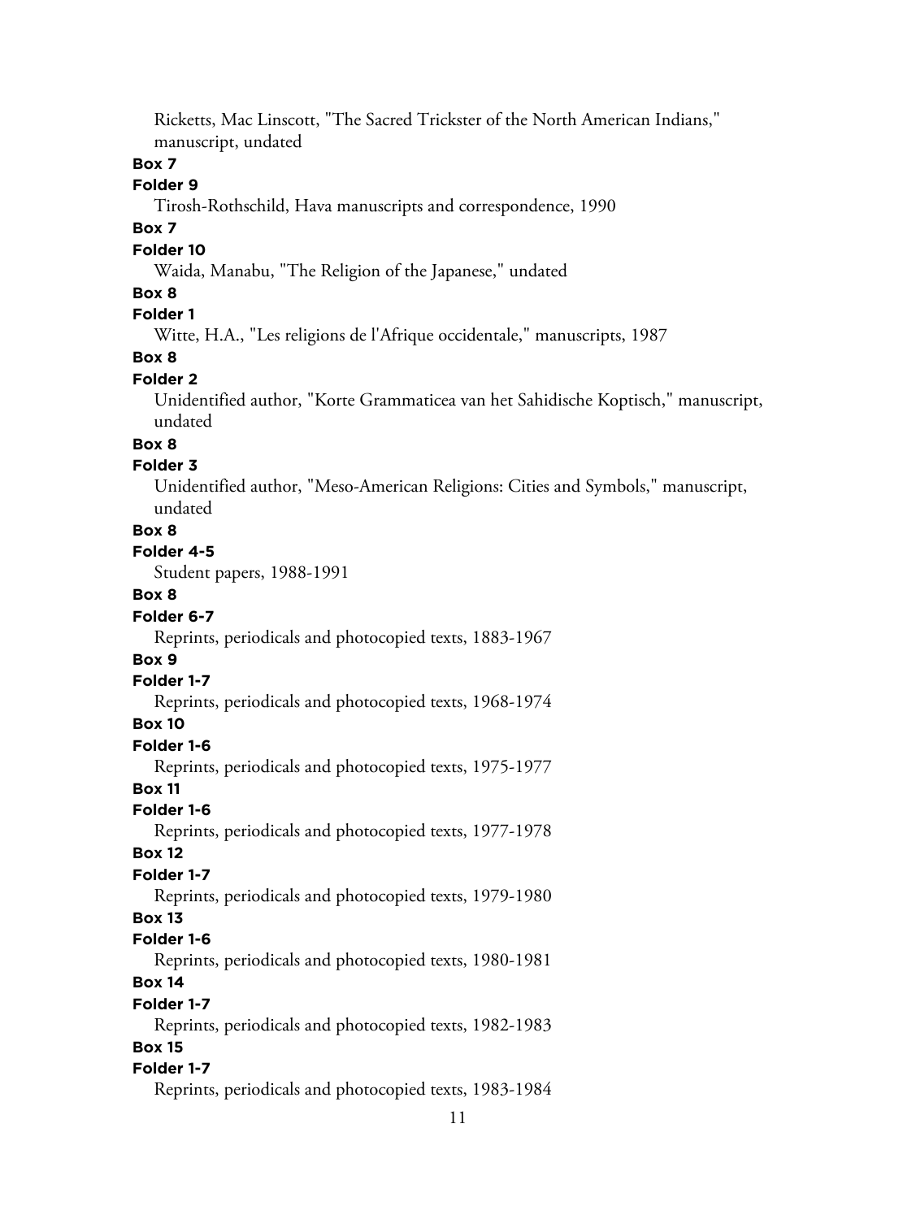Ricketts, Mac Linscott, "The Sacred Trickster of the North American Indians," manuscript, undated

**Box 7**

**Folder 9**

Tirosh-Rothschild, Hava manuscripts and correspondence, 1990

**Box 7**

**Folder 10**

Waida, Manabu, "The Religion of the Japanese," undated

**Box 8**

**Folder 1**

Witte, H.A., "Les religions de l'Afrique occidentale," manuscripts, 1987

**Box 8**

**Folder 2**

Unidentified author, "Korte Grammaticea van het Sahidische Koptisch," manuscript, undated

**Box 8**

**Folder 3**

Unidentified author, "Meso-American Religions: Cities and Symbols," manuscript, undated

**Box 8**

**Folder 4-5**

Student papers, 1988-1991

**Box 8**

**Folder 6-7**

Reprints, periodicals and photocopied texts, 1883-1967

**Box 9**

**Folder 1-7**

Reprints, periodicals and photocopied texts, 1968-1974

**Box 10**

**Folder 1-6**

Reprints, periodicals and photocopied texts, 1975-1977

**Box 11**

**Folder 1-6**

Reprints, periodicals and photocopied texts, 1977-1978

**Box 12**

**Folder 1-7**

Reprints, periodicals and photocopied texts, 1979-1980

**Box 13**

**Folder 1-6**

Reprints, periodicals and photocopied texts, 1980-1981

**Box 14**

**Folder 1-7**

Reprints, periodicals and photocopied texts, 1982-1983

**Box 15**

**Folder 1-7**

Reprints, periodicals and photocopied texts, 1983-1984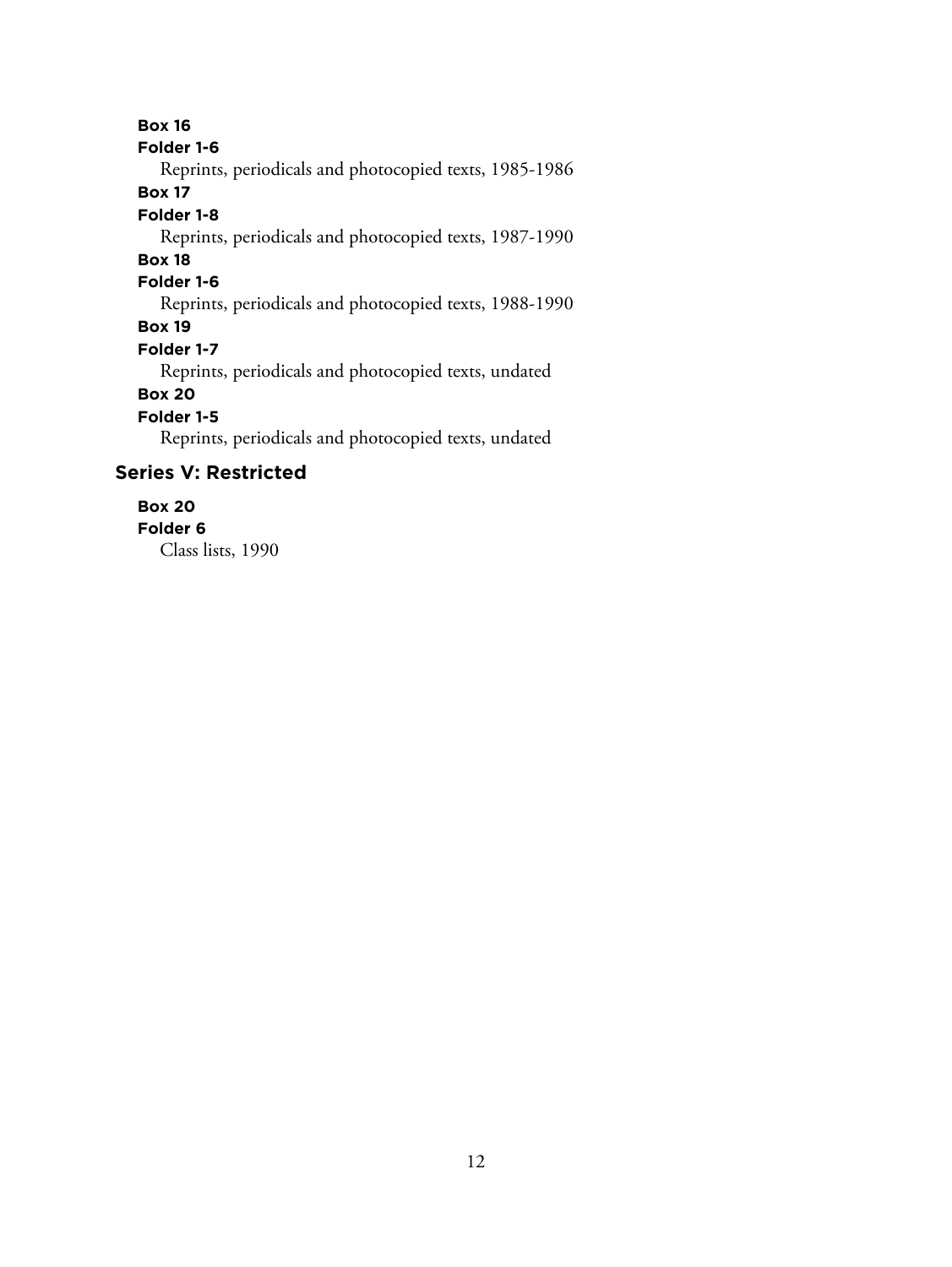**Box 16**

**Folder 1-6**

Reprints, periodicals and photocopied texts, 1985-1986

**Box 17**

**Folder 1-8**

Reprints, periodicals and photocopied texts, 1987-1990

**Box 18**

**Folder 1-6**

Reprints, periodicals and photocopied texts, 1988-1990

**Box 19**

**Folder 1-7**

Reprints, periodicals and photocopied texts, undated

**Box 20**

**Folder 1-5**

Reprints, periodicals and photocopied texts, undated

## Series V: Restricted

**Box 20**

**Folder 6**

Class lists, 1990